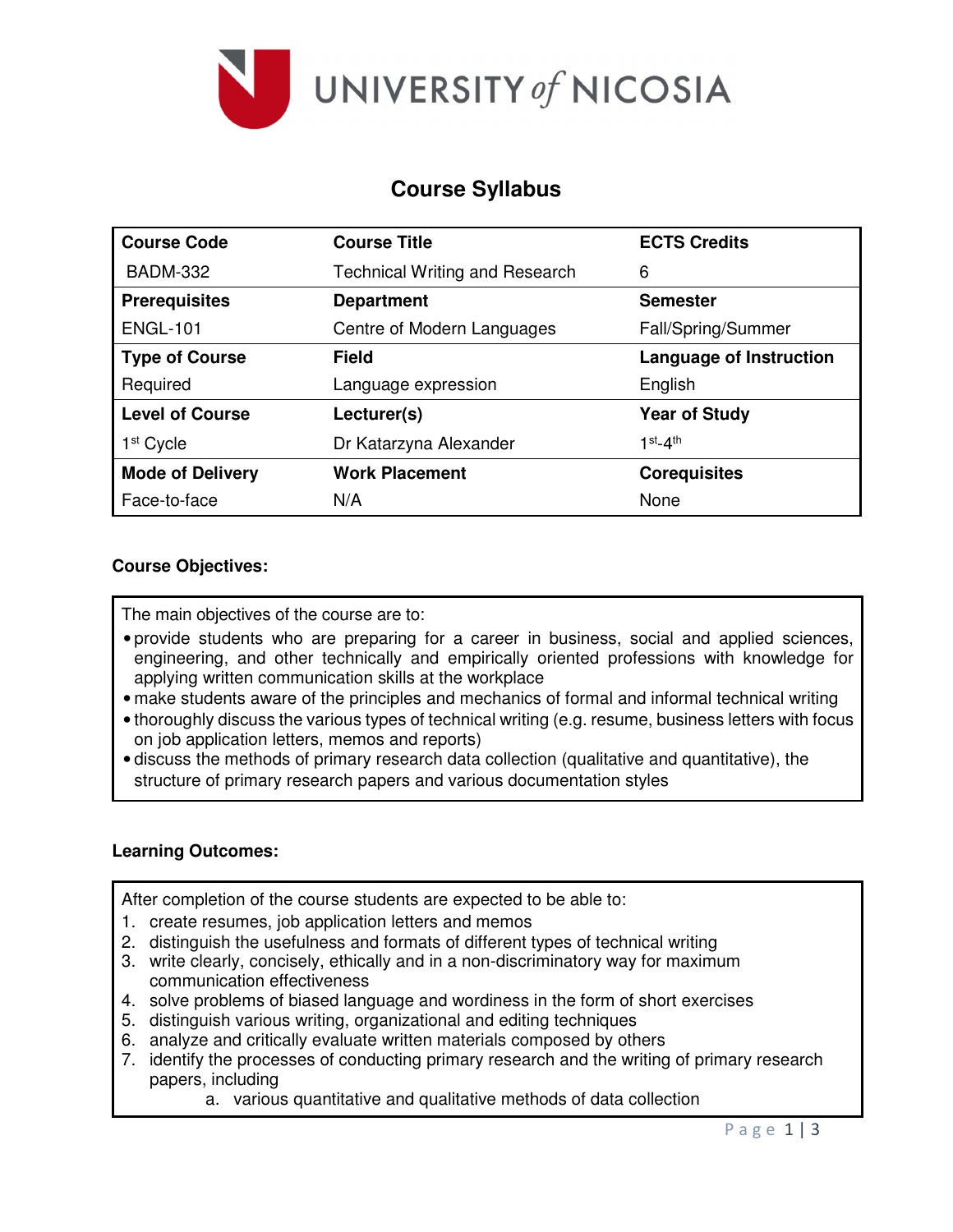UNIVERSITY of NICOSIA

# Course Syllabus

| Course Code | Course Title | ECTS Credits |
| --- | --- | --- |
| BADM-332 | Technical Writing and Research | 6 |
| **Prerequisites** | **Department** | **Semester** |
| ENGL-101 | Centre of Modern Languages | Fall/Spring/Summer |
| **Type of Course** | **Field** | **Language of Instruction** |
| Required | Language expression | English |
| **Level of Course** | **Lecturer(s)** | **Year of Study** |
| 1st Cycle | Dr Katarzyna Alexander | 1st-4th |
| **Mode of Delivery** | **Work Placement** | **Corequisites** |
| Face-to-face | N/A | None |

**Course Objectives:**

The main objectives of the course are to:

- provide students who are preparing for a career in business, social and applied sciences, engineering, and other technically and empirically oriented professions with knowledge for applying written communication skills at the workplace
- make students aware of the principles and mechanics of formal and informal technical writing
- thoroughly discuss the various types of technical writing (e.g. resume, business letters with focus on job application letters, memos and reports)
- discuss the methods of primary research data collection (qualitative and quantitative), the structure of primary research papers and various documentation styles

**Learning Outcomes:**

After completion of the course students are expected to be able to:

1. create resumes, job application letters and memos
2. distinguish the usefulness and formats of different types of technical writing
3. write clearly, concisely, ethically and in a non-discriminatory way for maximum communication effectiveness
4. solve problems of biased language and wordiness in the form of short exercises
5. distinguish various writing, organizational and editing techniques
6. analyze and critically evaluate written materials composed by others
7. identify the processes of conducting primary research and the writing of primary research papers, including
   a. various quantitative and qualitative methods of data collection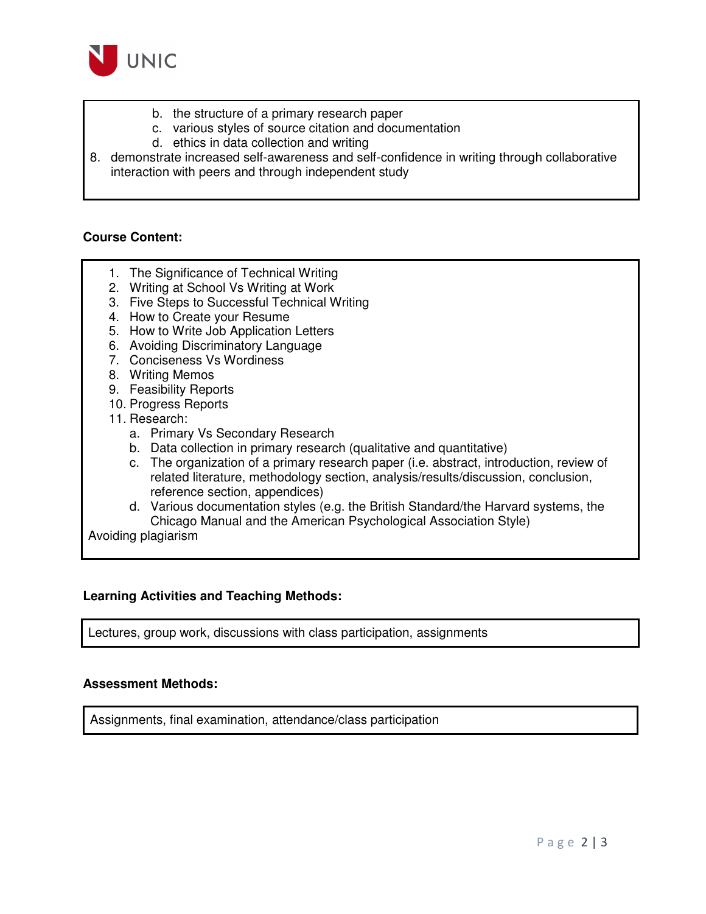b. the structure of a primary research paper
   c. various styles of source citation and documentation
   d. ethics in data collection and writing
8. demonstrate increased self-awareness and self-confidence in writing through collaborative interaction with peers and through independent study

**Course Content:**

1. The Significance of Technical Writing
2. Writing at School Vs Writing at Work
3. Five Steps to Successful Technical Writing
4. How to Create your Resume
5. How to Write Job Application Letters
6. Avoiding Discriminatory Language
7. Conciseness Vs Wordiness
8. Writing Memos
9. Feasibility Reports
10. Progress Reports
11. Research:
    a. Primary Vs Secondary Research
    b. Data collection in primary research (qualitative and quantitative)
    c. The organization of a primary research paper (i.e. abstract, introduction, review of related literature, methodology section, analysis/results/discussion, conclusion, reference section, appendices)
    d. Various documentation styles (e.g. the British Standard/the Harvard systems, the Chicago Manual and the American Psychological Association Style)

Avoiding plagiarism

**Learning Activities and Teaching Methods:**

Lectures, group work, discussions with class participation, assignments

**Assessment Methods:**

Assignments, final examination, attendance/class participation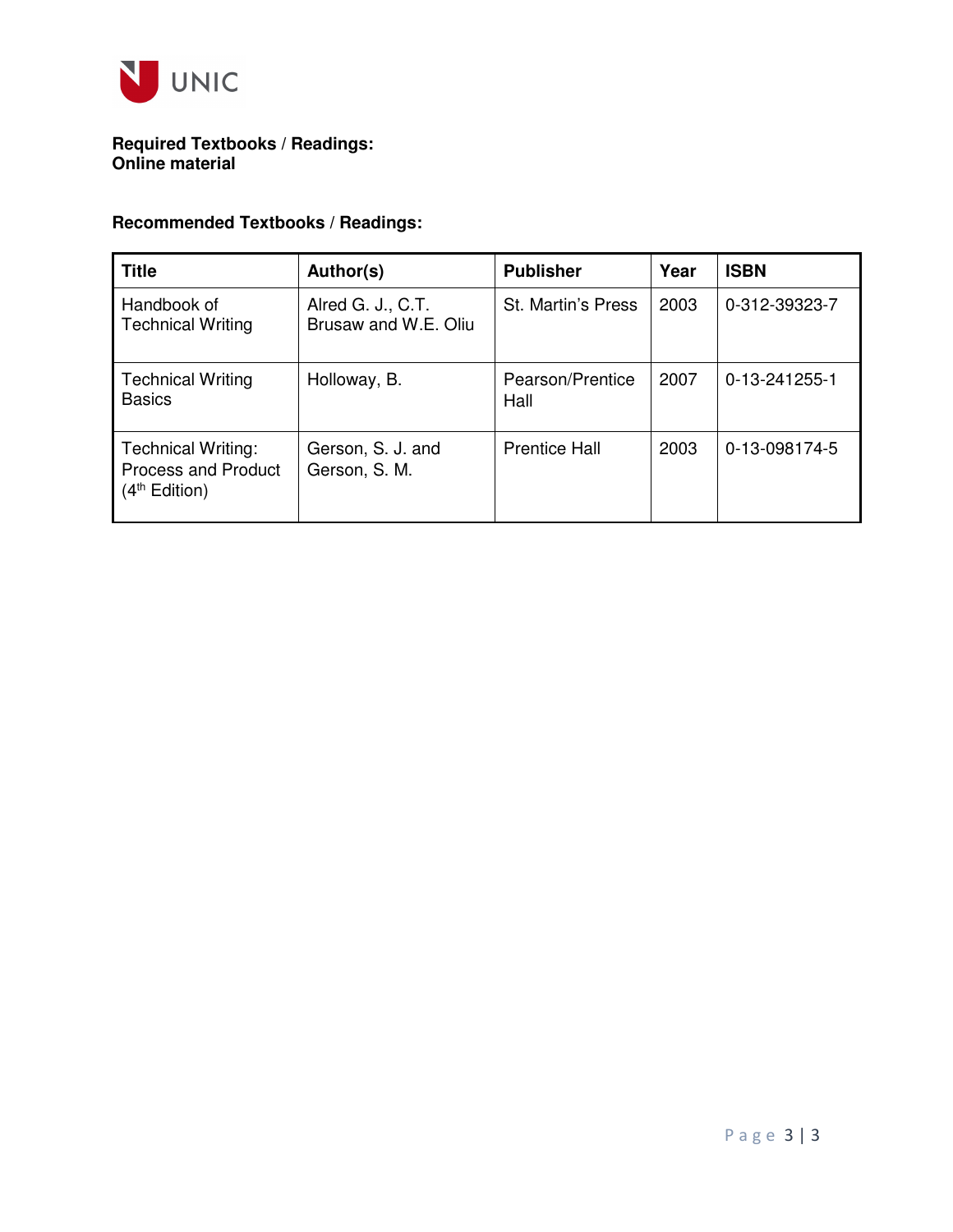**Required Textbooks / Readings:**
**Online material**

**Recommended Textbooks / Readings:**

| Title | Author(s) | Publisher | Year | ISBN |
|---|---|---|---|---|
| Handbook of Technical Writing | Alred G. J., C.T. Brusaw and W.E. Oliu | St. Martin's Press | 2003 | 0-312-39323-7 |
| Technical Writing Basics | Holloway, B. | Pearson/Prentice Hall | 2007 | 0-13-241255-1 |
| Technical Writing: Process and Product (4th Edition) | Gerson, S. J. and Gerson, S. M. | Prentice Hall | 2003 | 0-13-098174-5 |